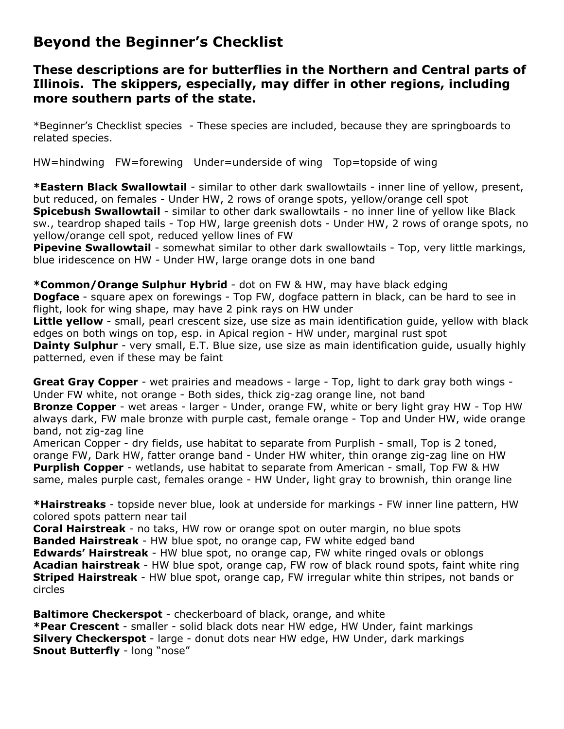# Beyond the Beginner's Checklist

## These descriptions are for butterflies in the Northern and Central parts of Illinois. The skippers, especially, may differ in other regions, including more southern parts of the state.

*Beginner's Checklist species - These species are included, because they are springboards to related species.

HW=hindwing FW=forewing Under=underside of wing Top=topside of wing

**\*Eastern Black Swallowtail** - similar to other dark swallowtails - inner line of yellow, present, but reduced, on females - Under HW, 2 rows of orange spots, yellow/orange cell spot
**Spicebush Swallowtail** - similar to other dark swallowtails - no inner line of yellow like Black sw., teardrop shaped tails - Top HW, large greenish dots - Under HW, 2 rows of orange spots, no yellow/orange cell spot, reduced yellow lines of FW
**Pipevine Swallowtail** - somewhat similar to other dark swallowtails - Top, very little markings, blue iridescence on HW - Under HW, large orange dots in one band

**\*Common/Orange Sulphur Hybrid** - dot on FW & HW, may have black edging
**Dogface** - square apex on forewings - Top FW, dogface pattern in black, can be hard to see in flight, look for wing shape, may have 2 pink rays on HW under
**Little yellow** - small, pearl crescent size, use size as main identification guide, yellow with black edges on both wings on top, esp. in Apical region - HW under, marginal rust spot
**Dainty Sulphur** - very small, E.T. Blue size, use size as main identification guide, usually highly patterned, even if these may be faint

**Great Gray Copper** - wet prairies and meadows - large - Top, light to dark gray both wings - Under FW white, not orange - Both sides, thick zig-zag orange line, not band
**Bronze Copper** - wet areas - larger - Under, orange FW, white or bery light gray HW - Top HW always dark, FW male bronze with purple cast, female orange - Top and Under HW, wide orange band, not zig-zag line
American Copper - dry fields, use habitat to separate from Purplish - small, Top is 2 toned, orange FW, Dark HW, fatter orange band - Under HW whiter, thin orange zig-zag line on HW
**Purplish Copper** - wetlands, use habitat to separate from American - small, Top FW & HW same, males purple cast, females orange - HW Under, light gray to brownish, thin orange line

**\*Hairstreaks** - topside never blue, look at underside for markings - FW inner line pattern, HW colored spots pattern near tail
**Coral Hairstreak** - no taks, HW row or orange spot on outer margin, no blue spots
**Banded Hairstreak** - HW blue spot, no orange cap, FW white edged band
**Edwards' Hairstreak** - HW blue spot, no orange cap, FW white ringed ovals or oblongs
**Acadian hairstreak** - HW blue spot, orange cap, FW row of black round spots, faint white ring
**Striped Hairstreak** - HW blue spot, orange cap, FW irregular white thin stripes, not bands or circles

**Baltimore Checkerspot** - checkerboard of black, orange, and white
**\*Pear Crescent** - smaller - solid black dots near HW edge, HW Under, faint markings
**Silvery Checkerspot** - large - donut dots near HW edge, HW Under, dark markings
**Snout Butterfly** - long "nose"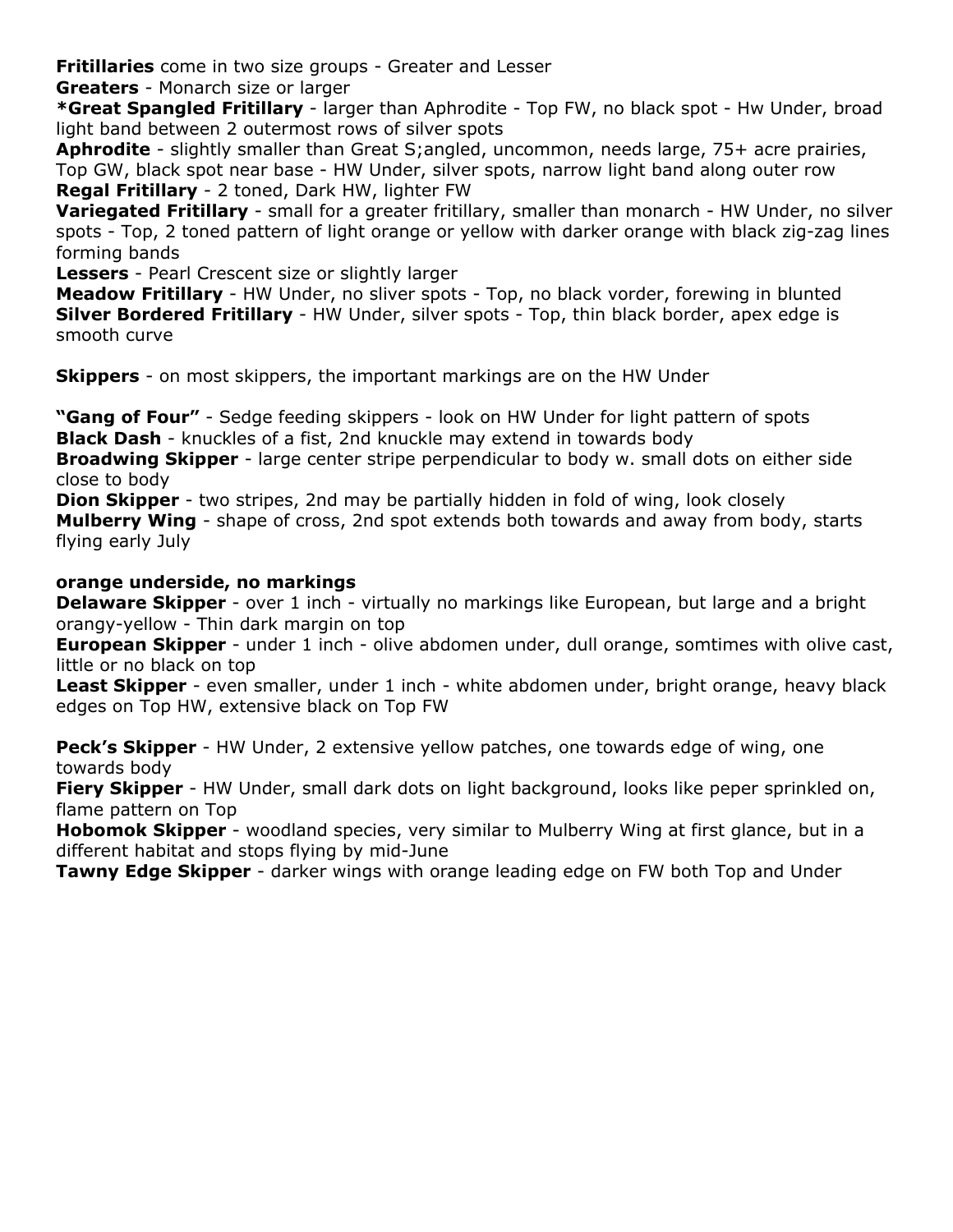**Fritillaries** come in two size groups - Greater and Lesser
**Greaters** - Monarch size or larger
***Great Spangled Fritillary** - larger than Aphrodite - Top FW, no black spot - Hw Under, broad light band between 2 outermost rows of silver spots
**Aphrodite** - slightly smaller than Great S;angled, uncommon, needs large, 75+ acre prairies, Top GW, black spot near base - HW Under, silver spots, narrow light band along outer row
**Regal Fritillary** - 2 toned, Dark HW, lighter FW
**Variegated Fritillary** - small for a greater fritillary, smaller than monarch - HW Under, no silver spots - Top, 2 toned pattern of light orange or yellow with darker orange with black zig-zag lines forming bands
**Lessers** - Pearl Crescent size or slightly larger
**Meadow Fritillary** - HW Under, no sliver spots - Top, no black vorder, forewing in blunted
**Silver Bordered Fritillary** - HW Under, silver spots - Top, thin black border, apex edge is smooth curve

**Skippers** - on most skippers, the important markings are on the HW Under

**"Gang of Four"** - Sedge feeding skippers - look on HW Under for light pattern of spots
**Black Dash** - knuckles of a fist, 2nd knuckle may extend in towards body
**Broadwing Skipper** - large center stripe perpendicular to body w. small dots on either side close to body
**Dion Skipper** - two stripes, 2nd may be partially hidden in fold of wing, look closely
**Mulberry Wing** - shape of cross, 2nd spot extends both towards and away from body, starts flying early July

**orange underside, no markings**
**Delaware Skipper** - over 1 inch - virtually no markings like European, but large and a bright orangy-yellow - Thin dark margin on top
**European Skipper** - under 1 inch - olive abdomen under, dull orange, somtimes with olive cast, little or no black on top
**Least Skipper** - even smaller, under 1 inch - white abdomen under, bright orange, heavy black edges on Top HW, extensive black on Top FW

**Peck's Skipper** - HW Under, 2 extensive yellow patches, one towards edge of wing, one towards body
**Fiery Skipper** - HW Under, small dark dots on light background, looks like peper sprinkled on, flame pattern on Top
**Hobomok Skipper** - woodland species, very similar to Mulberry Wing at first glance, but in a different habitat and stops flying by mid-June
**Tawny Edge Skipper** - darker wings with orange leading edge on FW both Top and Under